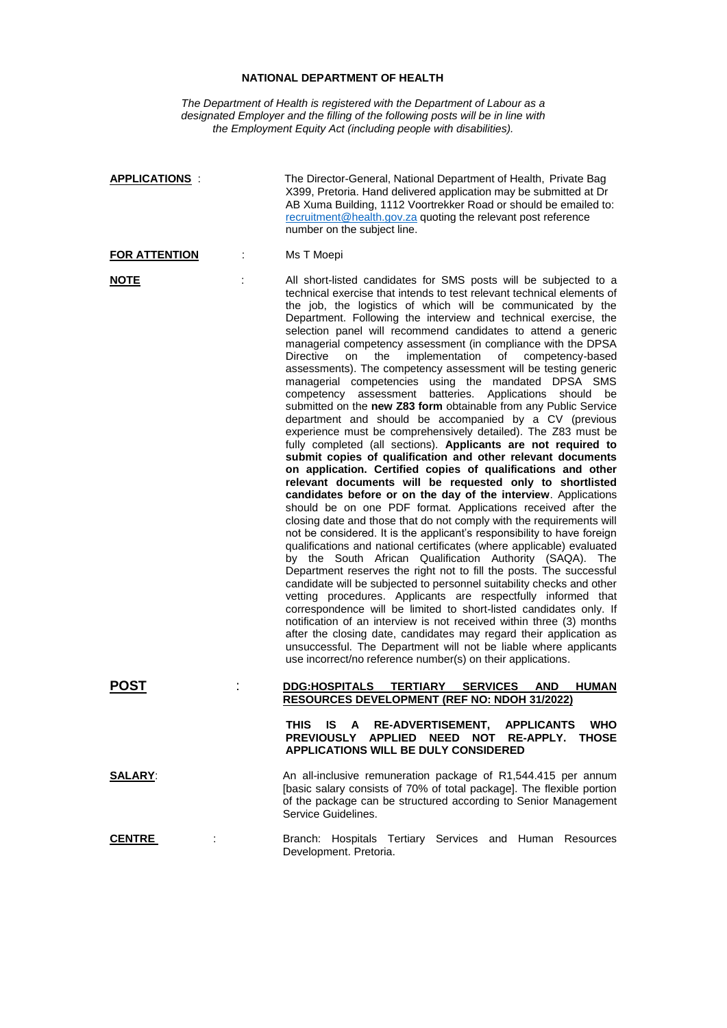# NATIONAL DEPARTMENT OF HEALTH

*The Department of Health is registered with the Department of Labour as a designated Employer and the filling of the following posts will be in line with the Employment Equity Act (including people with disabilities).*

**APPLICATIONS** : The Director-General, National Department of Health, Private Bag X399, Pretoria. Hand delivered application may be submitted at Dr AB Xuma Building, 1112 Voortrekker Road or should be emailed to: recruitment@health.gov.za quoting the relevant post reference number on the subject line.

**FOR ATTENTION** : Ms T Moepi

**NOTE** : All short-listed candidates for SMS posts will be subjected to a technical exercise that intends to test relevant technical elements of the job, the logistics of which will be communicated by the Department. Following the interview and technical exercise, the selection panel will recommend candidates to attend a generic managerial competency assessment (in compliance with the DPSA Directive on the implementation of competency-based assessments). The competency assessment will be testing generic managerial competencies using the mandated DPSA SMS competency assessment batteries. Applications should be submitted on the **new Z83 form** obtainable from any Public Service department and should be accompanied by a CV (previous experience must be comprehensively detailed). The Z83 must be fully completed (all sections). **Applicants are not required to submit copies of qualification and other relevant documents on application. Certified copies of qualifications and other relevant documents will be requested only to shortlisted candidates before or on the day of the interview**. Applications should be on one PDF format. Applications received after the closing date and those that do not comply with the requirements will not be considered. It is the applicant's responsibility to have foreign qualifications and national certificates (where applicable) evaluated by the South African Qualification Authority (SAQA). The Department reserves the right not to fill the posts. The successful candidate will be subjected to personnel suitability checks and other vetting procedures. Applicants are respectfully informed that correspondence will be limited to short-listed candidates only. If notification of an interview is not received within three (3) months after the closing date, candidates may regard their application as unsuccessful. The Department will not be liable where applicants use incorrect/no reference number(s) on their applications.

## POST : DDG:HOSPITALS TERTIARY SERVICES AND HUMAN RESOURCES DEVELOPMENT (REF NO: NDOH 31/2022)

**THIS IS A RE-ADVERTISEMENT, APPLICANTS WHO PREVIOUSLY APPLIED NEED NOT RE-APPLY. THOSE APPLICATIONS WILL BE DULY CONSIDERED**

**SALARY**: An all-inclusive remuneration package of R1,544.415 per annum [basic salary consists of 70% of total package]. The flexible portion of the package can be structured according to Senior Management Service Guidelines.

**CENTRE** : Branch: Hospitals Tertiary Services and Human Resources Development. Pretoria.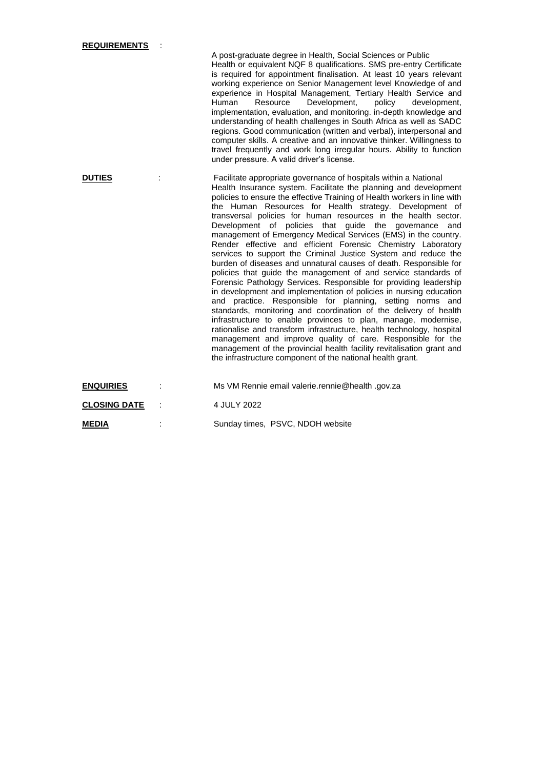**REQUIREMENTS** : A post-graduate degree in Health, Social Sciences or Public Health or equivalent NQF 8 qualifications. SMS pre-entry Certificate is required for appointment finalisation. At least 10 years relevant working experience on Senior Management level Knowledge of and experience in Hospital Management, Tertiary Health Service and Human Resource Development, policy development, implementation, evaluation, and monitoring. in-depth knowledge and understanding of health challenges in South Africa as well as SADC regions. Good communication (written and verbal), interpersonal and computer skills. A creative and an innovative thinker. Willingness to travel frequently and work long irregular hours. Ability to function under pressure. A valid driver's license.

**DUTIES** : Facilitate appropriate governance of hospitals within a National Health Insurance system. Facilitate the planning and development policies to ensure the effective Training of Health workers in line with the Human Resources for Health strategy. Development of transversal policies for human resources in the health sector. Development of policies that guide the governance and management of Emergency Medical Services (EMS) in the country. Render effective and efficient Forensic Chemistry Laboratory services to support the Criminal Justice System and reduce the burden of diseases and unnatural causes of death. Responsible for policies that guide the management of and service standards of Forensic Pathology Services. Responsible for providing leadership in development and implementation of policies in nursing education and practice. Responsible for planning, setting norms and standards, monitoring and coordination of the delivery of health infrastructure to enable provinces to plan, manage, modernise, rationalise and transform infrastructure, health technology, hospital management and improve quality of care. Responsible for the management of the provincial health facility revitalisation grant and the infrastructure component of the national health grant.

**ENQUIRIES** : Ms VM Rennie email valerie.rennie@health .gov.za

**CLOSING DATE** : 4 JULY 2022

**MEDIA** : Sunday times, PSVC, NDOH website